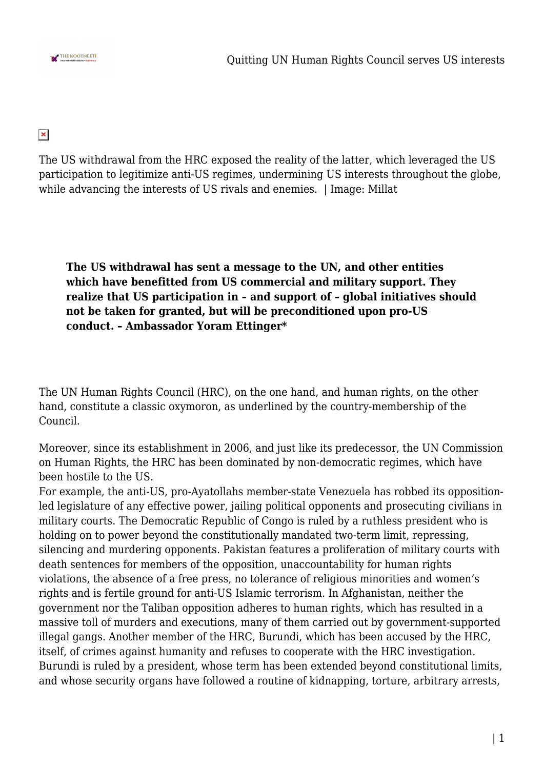The US withdrawal from the HRC exposed the reality of the latter, which leveraged the US participation to legitimize anti-US regimes, undermining US interests throughout the globe, while advancing the interests of US rivals and enemies. | Image: Millat

> **The US withdrawal has sent a message to the UN, and other entities which have benefitted from US commercial and military support. They realize that US participation in – and support of – global initiatives should not be taken for granted, but will be preconditioned upon pro-US conduct. – Ambassador Yoram Ettinger***

The UN Human Rights Council (HRC), on the one hand, and human rights, on the other hand, constitute a classic oxymoron, as underlined by the country-membership of the Council.

Moreover, since its establishment in 2006, and just like its predecessor, the UN Commission on Human Rights, the HRC has been dominated by non-democratic regimes, which have been hostile to the US.

For example, the anti-US, pro-Ayatollahs member-state Venezuela has robbed its opposition-led legislature of any effective power, jailing political opponents and prosecuting civilians in military courts. The Democratic Republic of Congo is ruled by a ruthless president who is holding on to power beyond the constitutionally mandated two-term limit, repressing, silencing and murdering opponents. Pakistan features a proliferation of military courts with death sentences for members of the opposition, unaccountability for human rights violations, the absence of a free press, no tolerance of religious minorities and women's rights and is fertile ground for anti-US Islamic terrorism. In Afghanistan, neither the government nor the Taliban opposition adheres to human rights, which has resulted in a massive toll of murders and executions, many of them carried out by government-supported illegal gangs. Another member of the HRC, Burundi, which has been accused by the HRC, itself, of crimes against humanity and refuses to cooperate with the HRC investigation. Burundi is ruled by a president, whose term has been extended beyond constitutional limits, and whose security organs have followed a routine of kidnapping, torture, arbitrary arrests,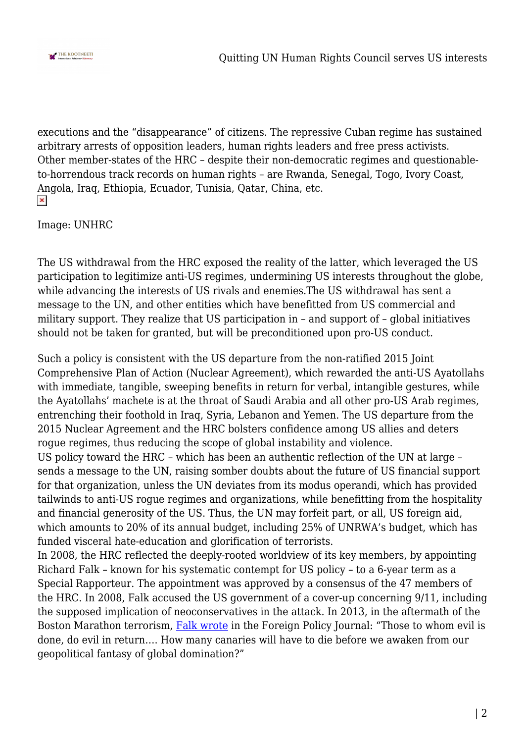executions and the "disappearance" of citizens. The repressive Cuban regime has sustained arbitrary arrests of opposition leaders, human rights leaders and free press activists. Other member-states of the HRC – despite their non-democratic regimes and questionable-to-horrendous track records on human rights – are Rwanda, Senegal, Togo, Ivory Coast, Angola, Iraq, Ethiopia, Ecuador, Tunisia, Qatar, China, etc.

Image: UNHRC

The US withdrawal from the HRC exposed the reality of the latter, which leveraged the US participation to legitimize anti-US regimes, undermining US interests throughout the globe, while advancing the interests of US rivals and enemies.The US withdrawal has sent a message to the UN, and other entities which have benefitted from US commercial and military support. They realize that US participation in – and support of – global initiatives should not be taken for granted, but will be preconditioned upon pro-US conduct.

Such a policy is consistent with the US departure from the non-ratified 2015 Joint Comprehensive Plan of Action (Nuclear Agreement), which rewarded the anti-US Ayatollahs with immediate, tangible, sweeping benefits in return for verbal, intangible gestures, while the Ayatollahs' machete is at the throat of Saudi Arabia and all other pro-US Arab regimes, entrenching their foothold in Iraq, Syria, Lebanon and Yemen. The US departure from the 2015 Nuclear Agreement and the HRC bolsters confidence among US allies and deters rogue regimes, thus reducing the scope of global instability and violence.

US policy toward the HRC – which has been an authentic reflection of the UN at large – sends a message to the UN, raising somber doubts about the future of US financial support for that organization, unless the UN deviates from its modus operandi, which has provided tailwinds to anti-US rogue regimes and organizations, while benefitting from the hospitality and financial generosity of the US. Thus, the UN may forfeit part, or all, US foreign aid, which amounts to 20% of its annual budget, including 25% of UNRWA's budget, which has funded visceral hate-education and glorification of terrorists.

In 2008, the HRC reflected the deeply-rooted worldview of its key members, by appointing Richard Falk – known for his systematic contempt for US policy – to a 6-year term as a Special Rapporteur. The appointment was approved by a consensus of the 47 members of the HRC. In 2008, Falk accused the US government of a cover-up concerning 9/11, including the supposed implication of neoconservatives in the attack. In 2013, in the aftermath of the Boston Marathon terrorism, Falk wrote in the Foreign Policy Journal: "Those to whom evil is done, do evil in return…. How many canaries will have to die before we awaken from our geopolitical fantasy of global domination?"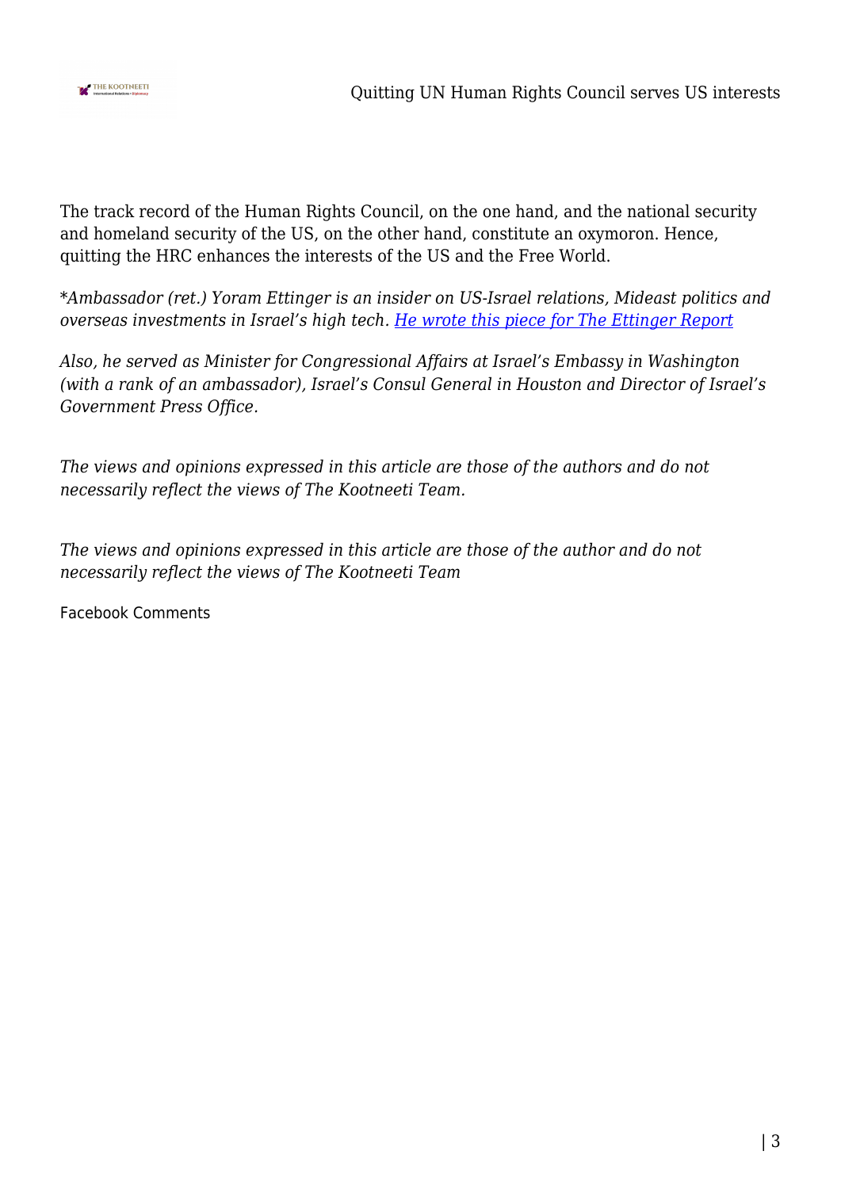The track record of the Human Rights Council, on the one hand, and the national security and homeland security of the US, on the other hand, constitute an oxymoron. Hence, quitting the HRC enhances the interests of the US and the Free World.

**Ambassador (ret.) Yoram Ettinger is an insider on US-Israel relations, Mideast politics and overseas investments in Israel's high tech. [He wrote this piece for The Ettinger Report]*

*Also, he served as Minister for Congressional Affairs at Israel's Embassy in Washington (with a rank of an ambassador), Israel's Consul General in Houston and Director of Israel's Government Press Office.*

*The views and opinions expressed in this article are those of the authors and do not necessarily reflect the views of The Kootneeti Team.*

*The views and opinions expressed in this article are those of the author and do not necessarily reflect the views of The Kootneeti Team*

Facebook Comments